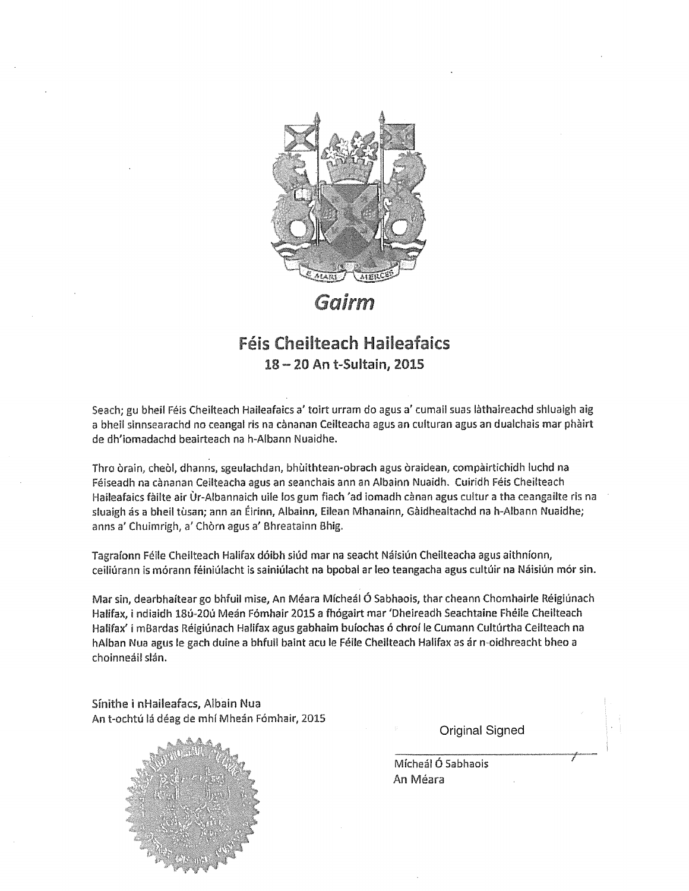# Gairm

## Féis Cheilteach Haileafaics

### 18 – 20 An t-Sultain, 2015

Seach; gu bheil Féis Cheilteach Haileafaics a' toirt urram do agus a' cumail suas làthaireachd shluaigh aig a bheil sinnsearachd no ceangal ris na cànanan Ceilteacha agus an culturan agus an dualchais mar phàirt de dh'iomadachd beairteach na h-Albann Nuaidhe.

Thro òrain, cheòl, dhanns, sgeulachdan, bhùithtean-obrach agus òraidean, compàirtichidh luchd na Féiseadh na cànanan Ceilteacha agus an seanchais ann an Albainn Nuaidh. Cuiridh Féis Cheilteach Haileafaics fàilte air Ùr-Albannaich uile los gum fiach 'ad iomadh cànan agus cultur a tha ceangailte ris na sluaigh ás a bheil tùsan; ann an Éirinn, Albainn, Eilean Mhanainn, Gàidhealtachd na h-Albann Nuaidhe; anns a' Chuimrigh, a' Chòrn agus a' Bhreatainn Bhig.

Tagraíonn Féile Cheilteach Halifax dóibh siúd mar na seacht Náisiún Cheilteacha agus aithníonn, ceiliúrann is mórann féiniúlacht is sainiúlacht na bpobal ar leo teangacha agus cultúir na Náisiún mór sin.

Mar sin, dearbhaítear go bhfuil mise, An Méara Mícheál Ó Sabhaois, thar cheann Chomhairle Réigiúnach Halifax, i ndiaidh 18ú-20ú Meán Fómhair 2015 a fhógairt mar 'Dheireadh Seachtaine Fhéile Cheilteach Halifax' i mBardas Réigiúnach Halifax agus gabhaim buíochas ó chroí le Cumann Cultúrtha Ceilteach na hAlban Nua agus le gach duine a bhfuil baint acu le Féile Cheilteach Halifax as ár n-oidhreacht bheo a choinneáil slán.

Sínithe i nHaileafacs, Albain Nua
An t-ochtú lá déag de mhí Mheán Fómhair, 2015

Original Signed

Mícheál Ó Sabhaois
An Méara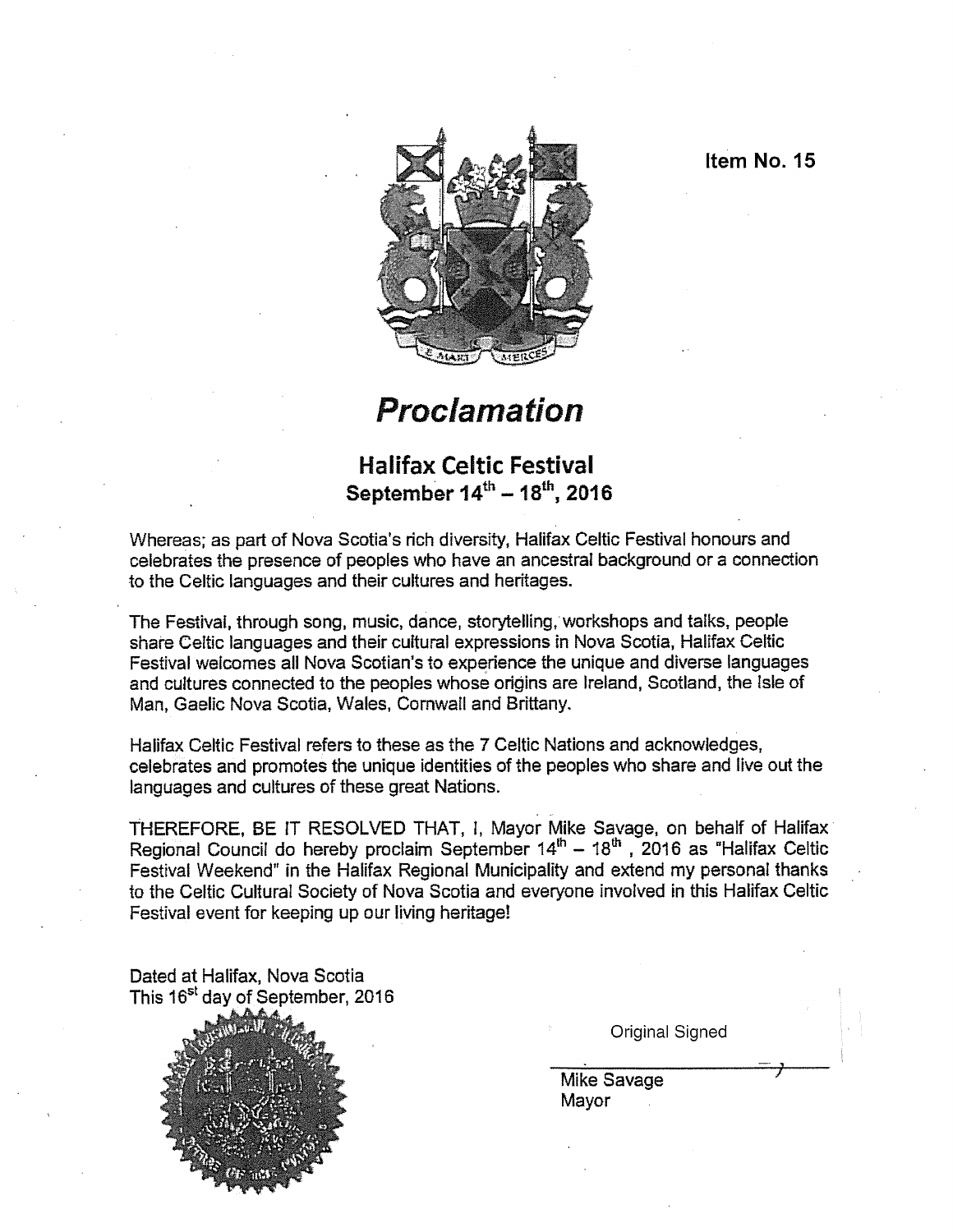Item No. 15

# *Proclamation*

## Halifax Celtic Festival
## September 14th – 18th, 2016

Whereas; as part of Nova Scotia's rich diversity, Halifax Celtic Festival honours and celebrates the presence of peoples who have an ancestral background or a connection to the Celtic languages and their cultures and heritages.

The Festival, through song, music, dance, storytelling, workshops and talks, people share Celtic languages and their cultural expressions in Nova Scotia, Halifax Celtic Festival welcomes all Nova Scotian's to experience the unique and diverse languages and cultures connected to the peoples whose origins are Ireland, Scotland, the Isle of Man, Gaelic Nova Scotia, Wales, Cornwall and Brittany.

Halifax Celtic Festival refers to these as the 7 Celtic Nations and acknowledges, celebrates and promotes the unique identities of the peoples who share and live out the languages and cultures of these great Nations.

THEREFORE, BE IT RESOLVED THAT, I, Mayor Mike Savage, on behalf of Halifax Regional Council do hereby proclaim September 14th – 18th, 2016 as "Halifax Celtic Festival Weekend" in the Halifax Regional Municipality and extend my personal thanks to the Celtic Cultural Society of Nova Scotia and everyone involved in this Halifax Celtic Festival event for keeping up our living heritage!

Dated at Halifax, Nova Scotia
This 16st day of September, 2016

Original Signed

Mike Savage
Mayor